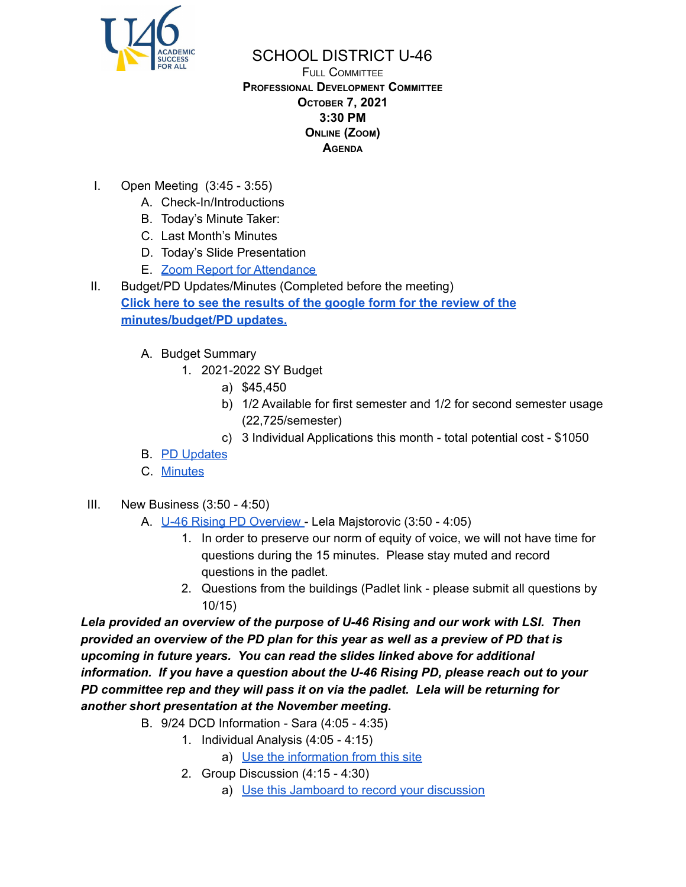# SCHOOL DISTRICT U-46

Full Committee

**Professional Development Committee**

**October 7, 2021**

**3:30 PM**

**Online (Zoom)**

**Agenda**

I. Open Meeting (3:45 - 3:55)
   A. Check-In/Introductions
   B. Today's Minute Taker:
   C. Last Month's Minutes
   D. Today's Slide Presentation
   E. [Zoom Report for Attendance]()

II. Budget/PD Updates/Minutes (Completed before the meeting)
   **[Click here to see the results of the google form for the review of the minutes/budget/PD updates.]()**

   A. Budget Summary
      1. 2021-2022 SY Budget
         a) $45,450
         b) 1/2 Available for first semester and 1/2 for second semester usage (22,725/semester)
         c) 3 Individual Applications this month - total potential cost - $1050
   B. [PD Updates]()
   C. [Minutes]()

III. New Business (3:50 - 4:50)
   A. [U-46 Rising PD Overview]() - Lela Majstorovic (3:50 - 4:05)
      1. In order to preserve our norm of equity of voice, we will not have time for questions during the 15 minutes. Please stay muted and record questions in the padlet.
      2. Questions from the buildings (Padlet link - please submit all questions by 10/15)

***Lela provided an overview of the purpose of U-46 Rising and our work with LSI. Then provided an overview of the PD plan for this year as well as a preview of PD that is upcoming in future years. You can read the slides linked above for additional information. If you have a question about the U-46 Rising PD, please reach out to your PD committee rep and they will pass it on via the padlet. Lela will be returning for another short presentation at the November meeting.***

   B. 9/24 DCD Information - Sara (4:05 - 4:35)
      1. Individual Analysis (4:05 - 4:15)
         a) [Use the information from this site]()
      2. Group Discussion (4:15 - 4:30)
         a) [Use this Jamboard to record your discussion]()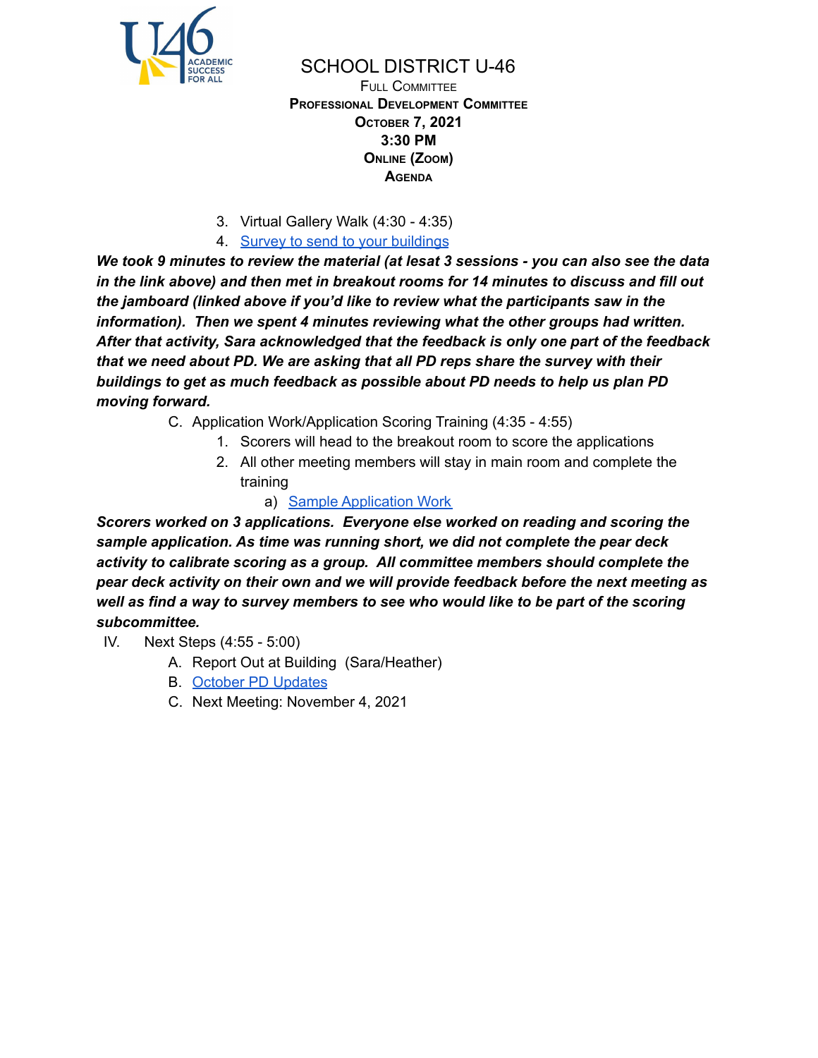# SCHOOL DISTRICT U-46

**Full Committee**
**Professional Development Committee**
**October 7, 2021**
**3:30 PM**
**Online (Zoom)**
**Agenda**

3. Virtual Gallery Walk (4:30 - 4:35)
4. [Survey to send to your buildings]()

***We took 9 minutes to review the material (at lesat 3 sessions - you can also see the data in the link above) and then met in breakout rooms for 14 minutes to discuss and fill out the jamboard (linked above if you'd like to review what the participants saw in the information). Then we spent 4 minutes reviewing what the other groups had written. After that activity, Sara acknowledged that the feedback is only one part of the feedback that we need about PD. We are asking that all PD reps share the survey with their buildings to get as much feedback as possible about PD needs to help us plan PD moving forward.***

C. Application Work/Application Scoring Training (4:35 - 4:55)
   1. Scorers will head to the breakout room to score the applications
   2. All other meeting members will stay in main room and complete the training
      a) [Sample Application Work]()

***Scorers worked on 3 applications. Everyone else worked on reading and scoring the sample application. As time was running short, we did not complete the pear deck activity to calibrate scoring as a group. All committee members should complete the pear deck activity on their own and we will provide feedback before the next meeting as well as find a way to survey members to see who would like to be part of the scoring subcommittee.***

IV. Next Steps (4:55 - 5:00)
   A. Report Out at Building (Sara/Heather)
   B. [October PD Updates]()
   C. Next Meeting: November 4, 2021